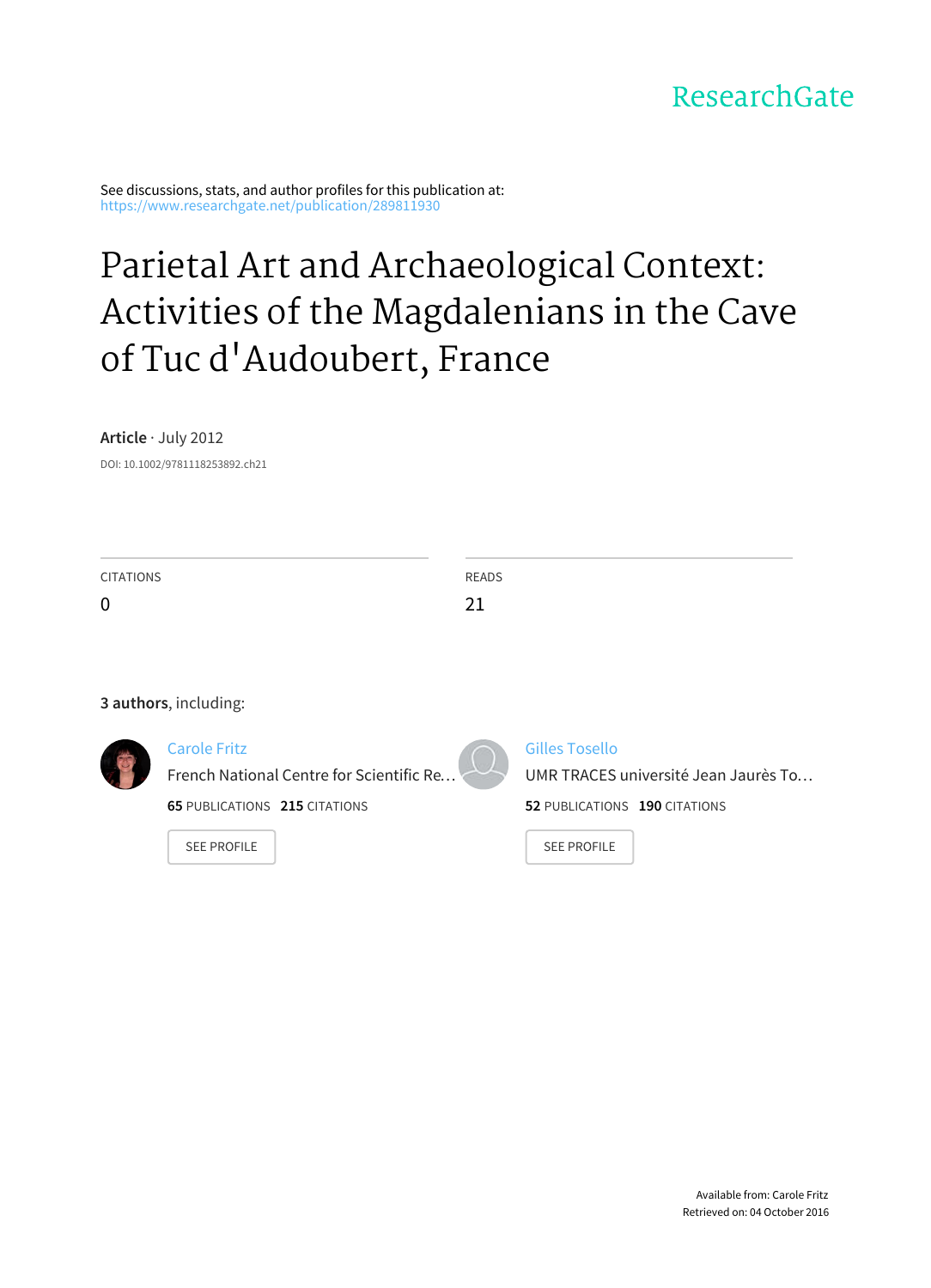ResearchGate

See discussions, stats, and author profiles for this publication at: https://www.researchgate.net/publication/289811930

# Parietal Art and Archaeological Context: Activities of the Magdalenians in the Cave of Tuc d'Audoubert, France

**Article** · July 2012

DOI: 10.1002/9781118253892.ch21

| CITATIONS | READS |
|---|---|
| 0 | 21 |

**3 authors**, including:

Carole Fritz
French National Centre for Scientific Re…
**65** PUBLICATIONS **215** CITATIONS
SEE PROFILE

Gilles Tosello
UMR TRACES université Jean Jaurès To…
**52** PUBLICATIONS **190** CITATIONS
SEE PROFILE

Available from: Carole Fritz
Retrieved on: 04 October 2016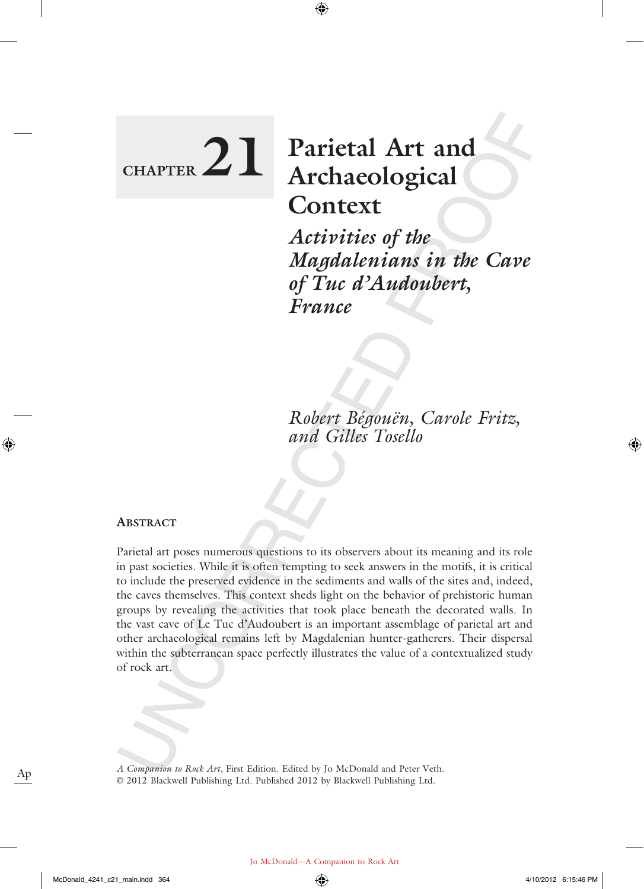# CHAPTER 21 Parietal Art and Archaeological Context

## *Activities of the Magdalenians in the Cave of Tuc d'Audoubert, France*

*Robert Bégouën, Carole Fritz, and Gilles Tosello*

### Abstract

Parietal art poses numerous questions to its observers about its meaning and its role in past societies. While it is often tempting to seek answers in the motifs, it is critical to include the preserved evidence in the sediments and walls of the sites and, indeed, the caves themselves. This context sheds light on the behavior of prehistoric human groups by revealing the activities that took place beneath the decorated walls. In the vast cave of Le Tuc d'Audoubert is an important assemblage of parietal art and other archaeological remains left by Magdalenian hunter-gatherers. Their dispersal within the subterranean space perfectly illustrates the value of a contextualized study of rock art.

*A Companion to Rock Art*, First Edition. Edited by Jo McDonald and Peter Veth.
© 2012 Blackwell Publishing Ltd. Published 2012 by Blackwell Publishing Ltd.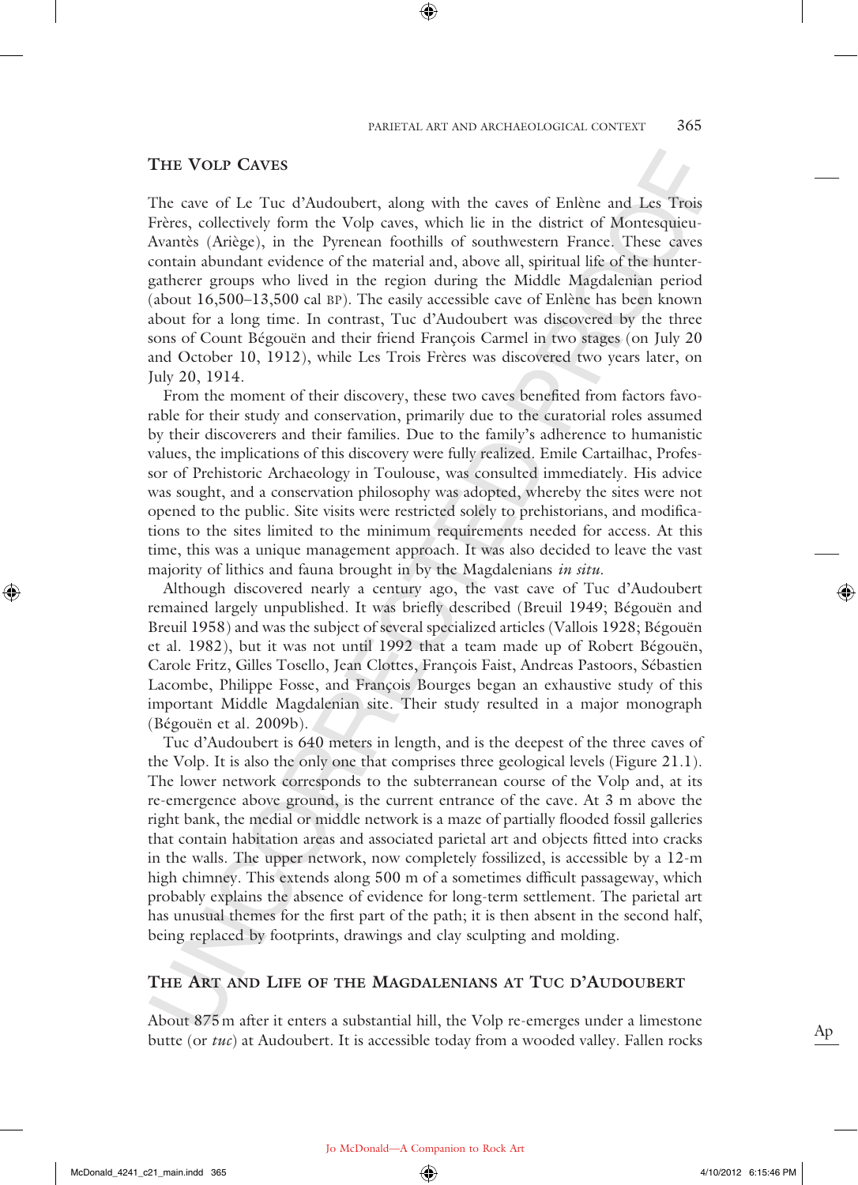## The Volp Caves

The cave of Le Tuc d'Audoubert, along with the caves of Enlène and Les Trois Frères, collectively form the Volp caves, which lie in the district of Montesquieu-Avantès (Ariège), in the Pyrenean foothills of southwestern France. These caves contain abundant evidence of the material and, above all, spiritual life of the hunter-gatherer groups who lived in the region during the Middle Magdalenian period (about 16,500–13,500 cal BP). The easily accessible cave of Enlène has been known about for a long time. In contrast, Tuc d'Audoubert was discovered by the three sons of Count Bégouën and their friend François Carmel in two stages (on July 20 and October 10, 1912), while Les Trois Frères was discovered two years later, on July 20, 1914.

From the moment of their discovery, these two caves benefited from factors favorable for their study and conservation, primarily due to the curatorial roles assumed by their discoverers and their families. Due to the family's adherence to humanistic values, the implications of this discovery were fully realized. Emile Cartailhac, Professor of Prehistoric Archaeology in Toulouse, was consulted immediately. His advice was sought, and a conservation philosophy was adopted, whereby the sites were not opened to the public. Site visits were restricted solely to prehistorians, and modifications to the sites limited to the minimum requirements needed for access. At this time, this was a unique management approach. It was also decided to leave the vast majority of lithics and fauna brought in by the Magdalenians *in situ*.

Although discovered nearly a century ago, the vast cave of Tuc d'Audoubert remained largely unpublished. It was briefly described (Breuil 1949; Bégouën and Breuil 1958) and was the subject of several specialized articles (Vallois 1928; Bégouën et al. 1982), but it was not until 1992 that a team made up of Robert Bégouën, Carole Fritz, Gilles Tosello, Jean Clottes, François Faist, Andreas Pastoors, Sébastien Lacombe, Philippe Fosse, and François Bourges began an exhaustive study of this important Middle Magdalenian site. Their study resulted in a major monograph (Bégouën et al. 2009b).

Tuc d'Audoubert is 640 meters in length, and is the deepest of the three caves of the Volp. It is also the only one that comprises three geological levels (Figure 21.1). The lower network corresponds to the subterranean course of the Volp and, at its re-emergence above ground, is the current entrance of the cave. At 3 m above the right bank, the medial or middle network is a maze of partially flooded fossil galleries that contain habitation areas and associated parietal art and objects fitted into cracks in the walls. The upper network, now completely fossilized, is accessible by a 12-m high chimney. This extends along 500 m of a sometimes difficult passageway, which probably explains the absence of evidence for long-term settlement. The parietal art has unusual themes for the first part of the path; it is then absent in the second half, being replaced by footprints, drawings and clay sculpting and molding.

## The Art and Life of the Magdalenians at Tuc d'Audoubert

About 875 m after it enters a substantial hill, the Volp re-emerges under a limestone butte (or *tuc*) at Audoubert. It is accessible today from a wooded valley. Fallen rocks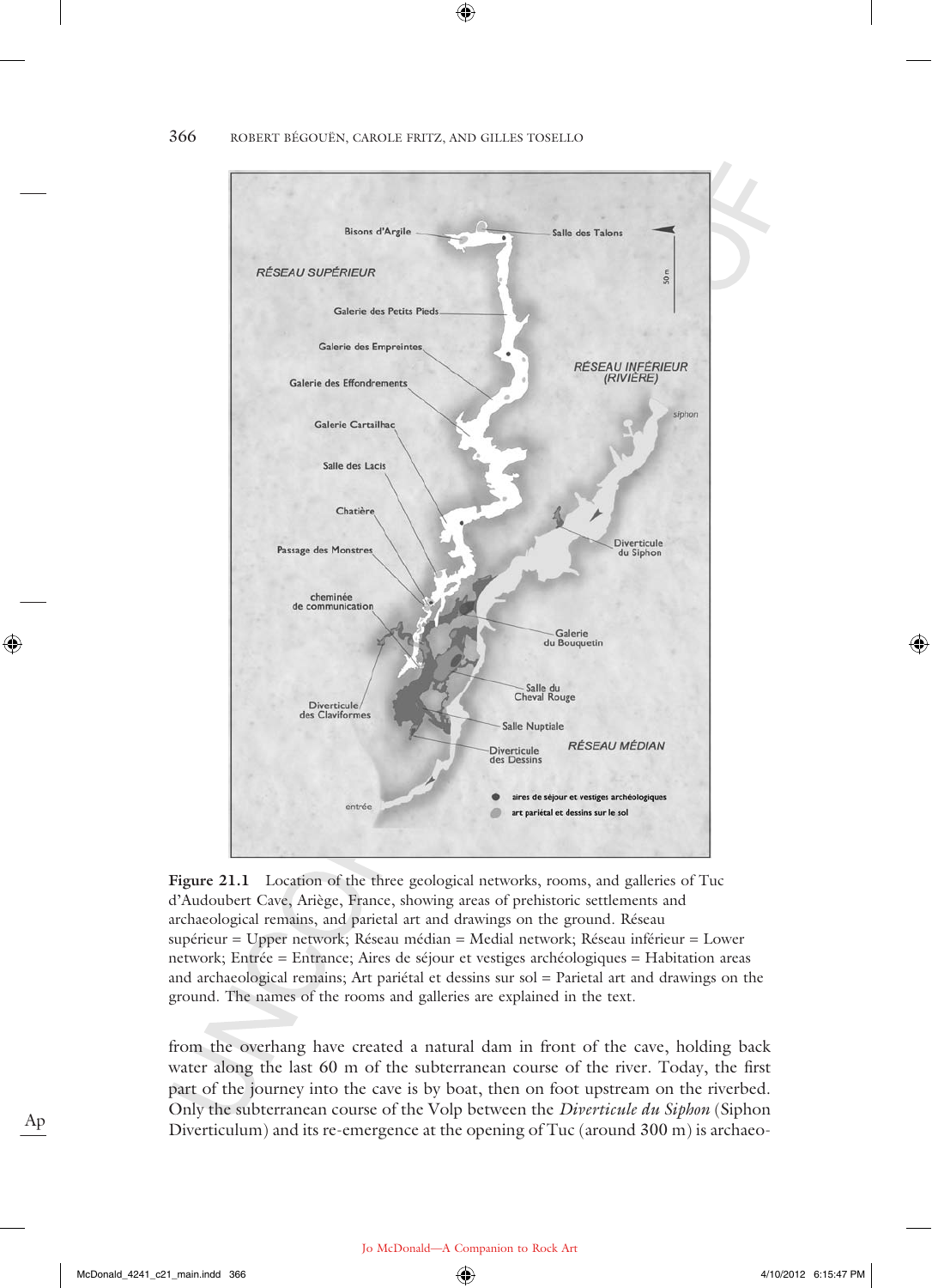Figure 21.1 Location of the three geological networks, rooms, and galleries of Tuc d'Audoubert Cave, Ariège, France, showing areas of prehistoric settlements and archaeological remains, and parietal art and drawings on the ground. Réseau supérieur = Upper network; Réseau médian = Medial network; Réseau inférieur = Lower network; Entrée = Entrance; Aires de séjour et vestiges archéologiques = Habitation areas and archaeological remains; Art pariétal et dessins sur sol = Parietal art and drawings on the ground. The names of the rooms and galleries are explained in the text.

from the overhang have created a natural dam in front of the cave, holding back water along the last 60 m of the subterranean course of the river. Today, the first part of the journey into the cave is by boat, then on foot upstream on the riverbed. Only the subterranean course of the Volp between the *Diverticule du Siphon* (Siphon Diverticulum) and its re-emergence at the opening of Tuc (around 300 m) is archaeo-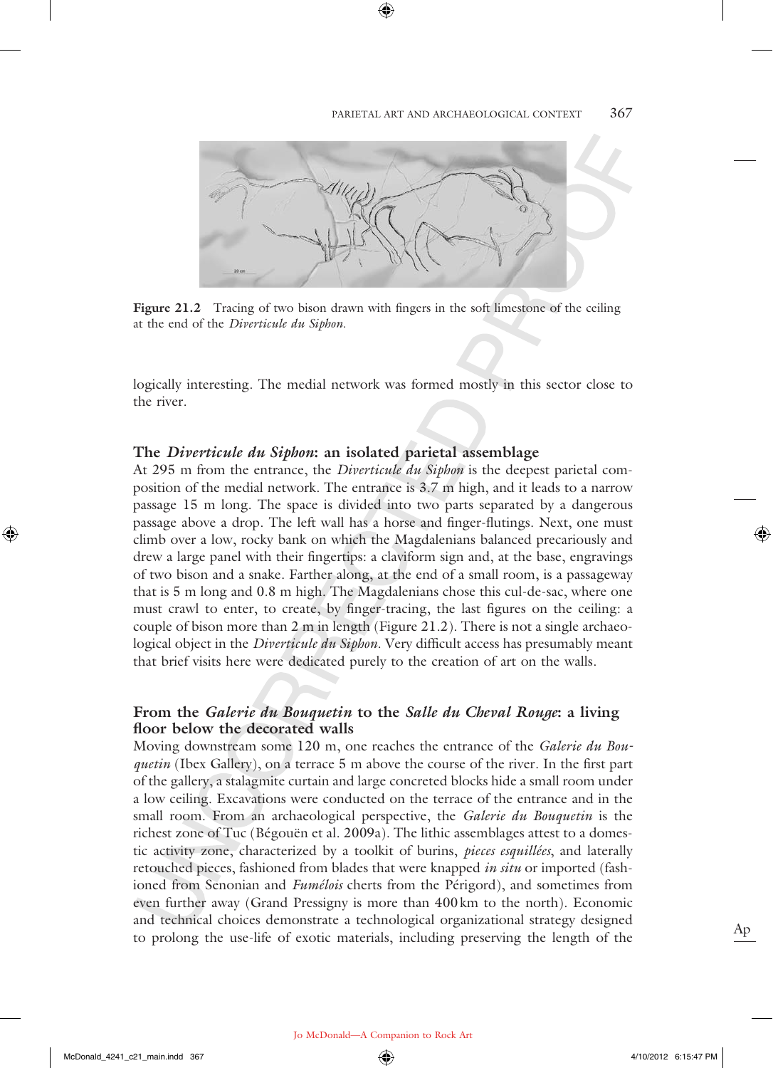Figure 21.2 Tracing of two bison drawn with fingers in the soft limestone of the ceiling at the end of the *Diverticule du Siphon*.

logically interesting. The medial network was formed mostly in this sector close to the river.

## The *Diverticule du Siphon*: an isolated parietal assemblage

At 295 m from the entrance, the *Diverticule du Siphon* is the deepest parietal composition of the medial network. The entrance is 3.7 m high, and it leads to a narrow passage 15 m long. The space is divided into two parts separated by a dangerous passage above a drop. The left wall has a horse and finger-flutings. Next, one must climb over a low, rocky bank on which the Magdalenians balanced precariously and drew a large panel with their fingertips: a claviform sign and, at the base, engravings of two bison and a snake. Farther along, at the end of a small room, is a passageway that is 5 m long and 0.8 m high. The Magdalenians chose this cul-de-sac, where one must crawl to enter, to create, by finger-tracing, the last figures on the ceiling: a couple of bison more than 2 m in length (Figure 21.2). There is not a single archaeological object in the *Diverticule du Siphon*. Very difficult access has presumably meant that brief visits here were dedicated purely to the creation of art on the walls.

## From the *Galerie du Bouquetin* to the *Salle du Cheval Rouge*: a living floor below the decorated walls

Moving downstream some 120 m, one reaches the entrance of the *Galerie du Bouquetin* (Ibex Gallery), on a terrace 5 m above the course of the river. In the first part of the gallery, a stalagmite curtain and large concreted blocks hide a small room under a low ceiling. Excavations were conducted on the terrace of the entrance and in the small room. From an archaeological perspective, the *Galerie du Bouquetin* is the richest zone of Tuc (Bégouën et al. 2009a). The lithic assemblages attest to a domestic activity zone, characterized by a toolkit of burins, *pieces esquillées*, and laterally retouched pieces, fashioned from blades that were knapped *in situ* or imported (fashioned from Senonian and *Fumélois* cherts from the Périgord), and sometimes from even further away (Grand Pressigny is more than 400 km to the north). Economic and technical choices demonstrate a technological organizational strategy designed to prolong the use-life of exotic materials, including preserving the length of the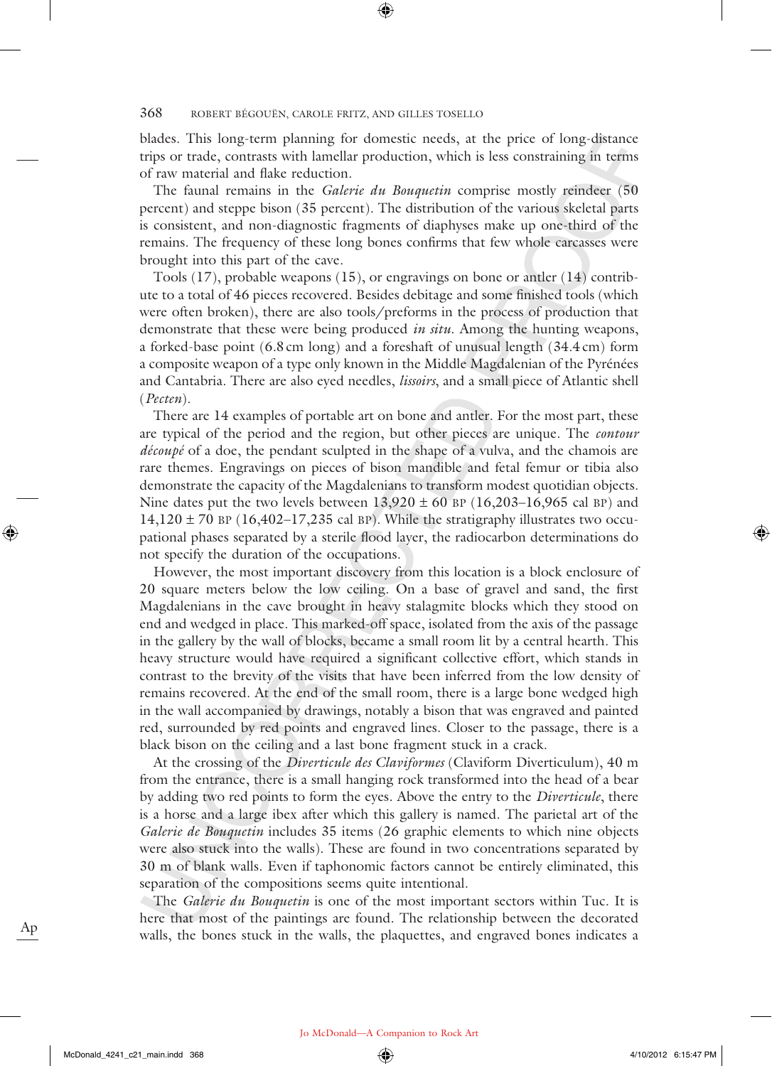blades. This long-term planning for domestic needs, at the price of long-distance trips or trade, contrasts with lamellar production, which is less constraining in terms of raw material and flake reduction.

The faunal remains in the *Galerie du Bouquetin* comprise mostly reindeer (50 percent) and steppe bison (35 percent). The distribution of the various skeletal parts is consistent, and non-diagnostic fragments of diaphyses make up one-third of the remains. The frequency of these long bones confirms that few whole carcasses were brought into this part of the cave.

Tools (17), probable weapons (15), or engravings on bone or antler (14) contribute to a total of 46 pieces recovered. Besides debitage and some finished tools (which were often broken), there are also tools/preforms in the process of production that demonstrate that these were being produced *in situ*. Among the hunting weapons, a forked-base point (6.8 cm long) and a foreshaft of unusual length (34.4 cm) form a composite weapon of a type only known in the Middle Magdalenian of the Pyrénées and Cantabria. There are also eyed needles, *lissoirs*, and a small piece of Atlantic shell (*Pecten*).

There are 14 examples of portable art on bone and antler. For the most part, these are typical of the period and the region, but other pieces are unique. The *contour découpé* of a doe, the pendant sculpted in the shape of a vulva, and the chamois are rare themes. Engravings on pieces of bison mandible and fetal femur or tibia also demonstrate the capacity of the Magdalenians to transform modest quotidian objects. Nine dates put the two levels between 13,920 ± 60 BP (16,203–16,965 cal BP) and 14,120 ± 70 BP (16,402–17,235 cal BP). While the stratigraphy illustrates two occupational phases separated by a sterile flood layer, the radiocarbon determinations do not specify the duration of the occupations.

However, the most important discovery from this location is a block enclosure of 20 square meters below the low ceiling. On a base of gravel and sand, the first Magdalenians in the cave brought in heavy stalagmite blocks which they stood on end and wedged in place. This marked-off space, isolated from the axis of the passage in the gallery by the wall of blocks, became a small room lit by a central hearth. This heavy structure would have required a significant collective effort, which stands in contrast to the brevity of the visits that have been inferred from the low density of remains recovered. At the end of the small room, there is a large bone wedged high in the wall accompanied by drawings, notably a bison that was engraved and painted red, surrounded by red points and engraved lines. Closer to the passage, there is a black bison on the ceiling and a last bone fragment stuck in a crack.

At the crossing of the *Diverticule des Claviformes* (Claviform Diverticulum), 40 m from the entrance, there is a small hanging rock transformed into the head of a bear by adding two red points to form the eyes. Above the entry to the *Diverticule*, there is a horse and a large ibex after which this gallery is named. The parietal art of the *Galerie de Bouquetin* includes 35 items (26 graphic elements to which nine objects were also stuck into the walls). These are found in two concentrations separated by 30 m of blank walls. Even if taphonomic factors cannot be entirely eliminated, this separation of the compositions seems quite intentional.

The *Galerie du Bouquetin* is one of the most important sectors within Tuc. It is here that most of the paintings are found. The relationship between the decorated walls, the bones stuck in the walls, the plaquettes, and engraved bones indicates a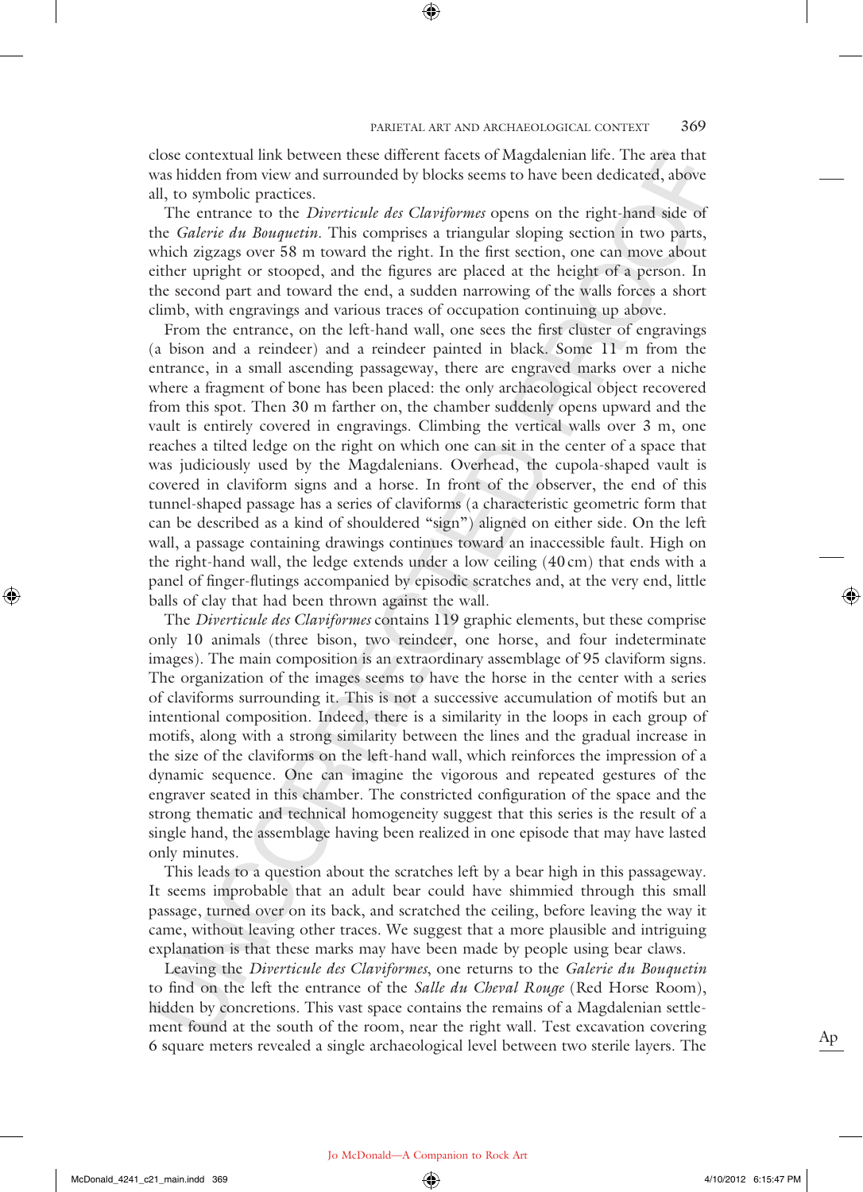close contextual link between these different facets of Magdalenian life. The area that was hidden from view and surrounded by blocks seems to have been dedicated, above all, to symbolic practices.

The entrance to the *Diverticule des Claviformes* opens on the right-hand side of the *Galerie du Bouquetin*. This comprises a triangular sloping section in two parts, which zigzags over 58 m toward the right. In the first section, one can move about either upright or stooped, and the figures are placed at the height of a person. In the second part and toward the end, a sudden narrowing of the walls forces a short climb, with engravings and various traces of occupation continuing up above.

From the entrance, on the left-hand wall, one sees the first cluster of engravings (a bison and a reindeer) and a reindeer painted in black. Some 11 m from the entrance, in a small ascending passageway, there are engraved marks over a niche where a fragment of bone has been placed: the only archaeological object recovered from this spot. Then 30 m farther on, the chamber suddenly opens upward and the vault is entirely covered in engravings. Climbing the vertical walls over 3 m, one reaches a tilted ledge on the right on which one can sit in the center of a space that was judiciously used by the Magdalenians. Overhead, the cupola-shaped vault is covered in claviform signs and a horse. In front of the observer, the end of this tunnel-shaped passage has a series of claviforms (a characteristic geometric form that can be described as a kind of shouldered "sign") aligned on either side. On the left wall, a passage containing drawings continues toward an inaccessible fault. High on the right-hand wall, the ledge extends under a low ceiling (40 cm) that ends with a panel of finger-flutings accompanied by episodic scratches and, at the very end, little balls of clay that had been thrown against the wall.

The *Diverticule des Claviformes* contains 119 graphic elements, but these comprise only 10 animals (three bison, two reindeer, one horse, and four indeterminate images). The main composition is an extraordinary assemblage of 95 claviform signs. The organization of the images seems to have the horse in the center with a series of claviforms surrounding it. This is not a successive accumulation of motifs but an intentional composition. Indeed, there is a similarity in the loops in each group of motifs, along with a strong similarity between the lines and the gradual increase in the size of the claviforms on the left-hand wall, which reinforces the impression of a dynamic sequence. One can imagine the vigorous and repeated gestures of the engraver seated in this chamber. The constricted configuration of the space and the strong thematic and technical homogeneity suggest that this series is the result of a single hand, the assemblage having been realized in one episode that may have lasted only minutes.

This leads to a question about the scratches left by a bear high in this passageway. It seems improbable that an adult bear could have shimmied through this small passage, turned over on its back, and scratched the ceiling, before leaving the way it came, without leaving other traces. We suggest that a more plausible and intriguing explanation is that these marks may have been made by people using bear claws.

Leaving the *Diverticule des Claviformes*, one returns to the *Galerie du Bouquetin* to find on the left the entrance of the *Salle du Cheval Rouge* (Red Horse Room), hidden by concretions. This vast space contains the remains of a Magdalenian settlement found at the south of the room, near the right wall. Test excavation covering 6 square meters revealed a single archaeological level between two sterile layers. The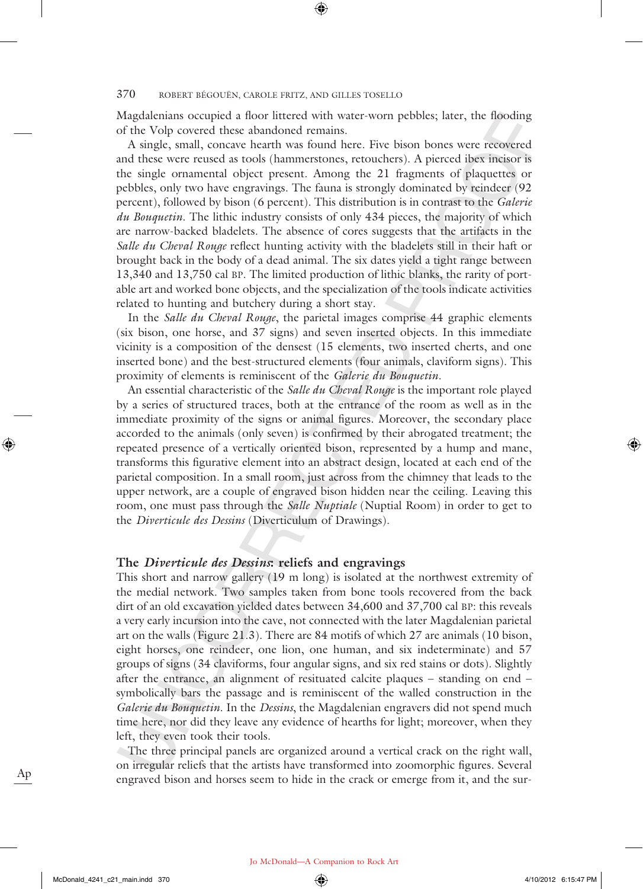Magdalenians occupied a floor littered with water-worn pebbles; later, the flooding of the Volp covered these abandoned remains.

A single, small, concave hearth was found here. Five bison bones were recovered and these were reused as tools (hammerstones, retouchers). A pierced ibex incisor is the single ornamental object present. Among the 21 fragments of plaquettes or pebbles, only two have engravings. The fauna is strongly dominated by reindeer (92 percent), followed by bison (6 percent). This distribution is in contrast to the *Galerie du Bouquetin*. The lithic industry consists of only 434 pieces, the majority of which are narrow-backed bladelets. The absence of cores suggests that the artifacts in the *Salle du Cheval Rouge* reflect hunting activity with the bladelets still in their haft or brought back in the body of a dead animal. The six dates yield a tight range between 13,340 and 13,750 cal BP. The limited production of lithic blanks, the rarity of portable art and worked bone objects, and the specialization of the tools indicate activities related to hunting and butchery during a short stay.

In the *Salle du Cheval Rouge*, the parietal images comprise 44 graphic elements (six bison, one horse, and 37 signs) and seven inserted objects. In this immediate vicinity is a composition of the densest (15 elements, two inserted cherts, and one inserted bone) and the best-structured elements (four animals, claviform signs). This proximity of elements is reminiscent of the *Galerie du Bouquetin*.

An essential characteristic of the *Salle du Cheval Rouge* is the important role played by a series of structured traces, both at the entrance of the room as well as in the immediate proximity of the signs or animal figures. Moreover, the secondary place accorded to the animals (only seven) is confirmed by their abrogated treatment; the repeated presence of a vertically oriented bison, represented by a hump and mane, transforms this figurative element into an abstract design, located at each end of the parietal composition. In a small room, just across from the chimney that leads to the upper network, are a couple of engraved bison hidden near the ceiling. Leaving this room, one must pass through the *Salle Nuptiale* (Nuptial Room) in order to get to the *Diverticule des Dessins* (Diverticulum of Drawings).

### The *Diverticule des Dessins*: reliefs and engravings

This short and narrow gallery (19 m long) is isolated at the northwest extremity of the medial network. Two samples taken from bone tools recovered from the back dirt of an old excavation yielded dates between 34,600 and 37,700 cal BP: this reveals a very early incursion into the cave, not connected with the later Magdalenian parietal art on the walls (Figure 21.3). There are 84 motifs of which 27 are animals (10 bison, eight horses, one reindeer, one lion, one human, and six indeterminate) and 57 groups of signs (34 claviforms, four angular signs, and six red stains or dots). Slightly after the entrance, an alignment of resituated calcite plaques – standing on end – symbolically bars the passage and is reminiscent of the walled construction in the *Galerie du Bouquetin*. In the *Dessins*, the Magdalenian engravers did not spend much time here, nor did they leave any evidence of hearths for light; moreover, when they left, they even took their tools.

The three principal panels are organized around a vertical crack on the right wall, on irregular reliefs that the artists have transformed into zoomorphic figures. Several engraved bison and horses seem to hide in the crack or emerge from it, and the sur-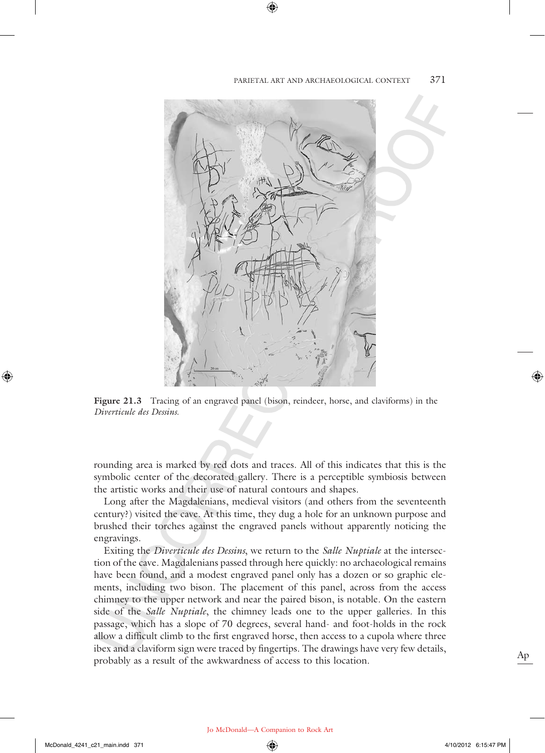Figure 21.3 Tracing of an engraved panel (bison, reindeer, horse, and claviforms) in the *Diverticule des Dessins*.

rounding area is marked by red dots and traces. All of this indicates that this is the symbolic center of the decorated gallery. There is a perceptible symbiosis between the artistic works and their use of natural contours and shapes.

Long after the Magdalenians, medieval visitors (and others from the seventeenth century?) visited the cave. At this time, they dug a hole for an unknown purpose and brushed their torches against the engraved panels without apparently noticing the engravings.

Exiting the *Diverticule des Dessins*, we return to the *Salle Nuptiale* at the intersection of the cave. Magdalenians passed through here quickly: no archaeological remains have been found, and a modest engraved panel only has a dozen or so graphic elements, including two bison. The placement of this panel, across from the access chimney to the upper network and near the paired bison, is notable. On the eastern side of the *Salle Nuptiale*, the chimney leads one to the upper galleries. In this passage, which has a slope of 70 degrees, several hand- and foot-holds in the rock allow a difficult climb to the first engraved horse, then access to a cupola where three ibex and a claviform sign were traced by fingertips. The drawings have very few details, probably as a result of the awkwardness of access to this location.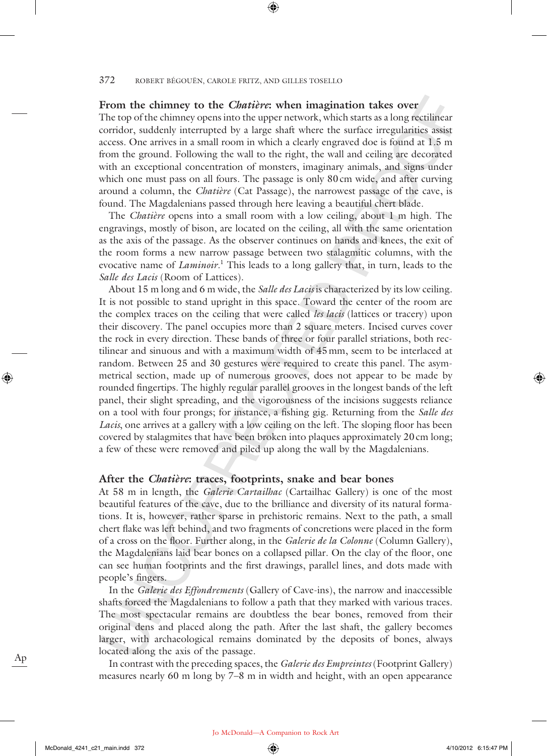### From the chimney to the *Chatière*: when imagination takes over

The top of the chimney opens into the upper network, which starts as a long rectilinear corridor, suddenly interrupted by a large shaft where the surface irregularities assist access. One arrives in a small room in which a clearly engraved doe is found at 1.5 m from the ground. Following the wall to the right, the wall and ceiling are decorated with an exceptional concentration of monsters, imaginary animals, and signs under which one must pass on all fours. The passage is only 80 cm wide, and after curving around a column, the *Chatière* (Cat Passage), the narrowest passage of the cave, is found. The Magdalenians passed through here leaving a beautiful chert blade.

The *Chatière* opens into a small room with a low ceiling, about 1 m high. The engravings, mostly of bison, are located on the ceiling, all with the same orientation as the axis of the passage. As the observer continues on hands and knees, the exit of the room forms a new narrow passage between two stalagmitic columns, with the evocative name of *Laminoir*.[1] This leads to a long gallery that, in turn, leads to the *Salle des Lacis* (Room of Lattices).

About 15 m long and 6 m wide, the *Salle des Lacis* is characterized by its low ceiling. It is not possible to stand upright in this space. Toward the center of the room are the complex traces on the ceiling that were called *les lacis* (lattices or tracery) upon their discovery. The panel occupies more than 2 square meters. Incised curves cover the rock in every direction. These bands of three or four parallel striations, both rectilinear and sinuous and with a maximum width of 45 mm, seem to be interlaced at random. Between 25 and 30 gestures were required to create this panel. The asymmetrical section, made up of numerous grooves, does not appear to be made by rounded fingertips. The highly regular parallel grooves in the longest bands of the left panel, their slight spreading, and the vigorousness of the incisions suggests reliance on a tool with four prongs; for instance, a fishing gig. Returning from the *Salle des Lacis*, one arrives at a gallery with a low ceiling on the left. The sloping floor has been covered by stalagmites that have been broken into plaques approximately 20 cm long; a few of these were removed and piled up along the wall by the Magdalenians.

### After the *Chatière*: traces, footprints, snake and bear bones

At 58 m in length, the *Galerie Cartailhac* (Cartailhac Gallery) is one of the most beautiful features of the cave, due to the brilliance and diversity of its natural formations. It is, however, rather sparse in prehistoric remains. Next to the path, a small chert flake was left behind, and two fragments of concretions were placed in the form of a cross on the floor. Further along, in the *Galerie de la Colonne* (Column Gallery), the Magdalenians laid bear bones on a collapsed pillar. On the clay of the floor, one can see human footprints and the first drawings, parallel lines, and dots made with people's fingers.

In the *Galerie des Effondrements* (Gallery of Cave-ins), the narrow and inaccessible shafts forced the Magdalenians to follow a path that they marked with various traces. The most spectacular remains are doubtless the bear bones, removed from their original dens and placed along the path. After the last shaft, the gallery becomes larger, with archaeological remains dominated by the deposits of bones, always located along the axis of the passage.

In contrast with the preceding spaces, the *Galerie des Empreintes* (Footprint Gallery) measures nearly 60 m long by 7–8 m in width and height, with an open appearance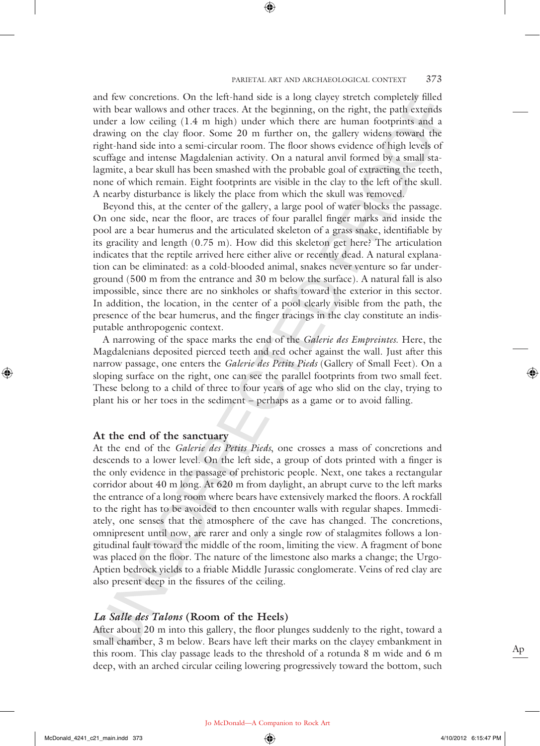and few concretions. On the left-hand side is a long clayey stretch completely filled with bear wallows and other traces. At the beginning, on the right, the path extends under a low ceiling (1.4 m high) under which there are human footprints and a drawing on the clay floor. Some 20 m further on, the gallery widens toward the right-hand side into a semi-circular room. The floor shows evidence of high levels of scuffage and intense Magdalenian activity. On a natural anvil formed by a small stalagmite, a bear skull has been smashed with the probable goal of extracting the teeth, none of which remain. Eight footprints are visible in the clay to the left of the skull. A nearby disturbance is likely the place from which the skull was removed.

Beyond this, at the center of the gallery, a large pool of water blocks the passage. On one side, near the floor, are traces of four parallel finger marks and inside the pool are a bear humerus and the articulated skeleton of a grass snake, identifiable by its gracility and length (0.75 m). How did this skeleton get here? The articulation indicates that the reptile arrived here either alive or recently dead. A natural explanation can be eliminated: as a cold-blooded animal, snakes never venture so far underground (500 m from the entrance and 30 m below the surface). A natural fall is also impossible, since there are no sinkholes or shafts toward the exterior in this sector. In addition, the location, in the center of a pool clearly visible from the path, the presence of the bear humerus, and the finger tracings in the clay constitute an indisputable anthropogenic context.

A narrowing of the space marks the end of the *Galerie des Empreintes*. Here, the Magdalenians deposited pierced teeth and red ocher against the wall. Just after this narrow passage, one enters the *Galerie des Petits Pieds* (Gallery of Small Feet). On a sloping surface on the right, one can see the parallel footprints from two small feet. These belong to a child of three to four years of age who slid on the clay, trying to plant his or her toes in the sediment – perhaps as a game or to avoid falling.

## At the end of the sanctuary

At the end of the *Galerie des Petits Pieds*, one crosses a mass of concretions and descends to a lower level. On the left side, a group of dots printed with a finger is the only evidence in the passage of prehistoric people. Next, one takes a rectangular corridor about 40 m long. At 620 m from daylight, an abrupt curve to the left marks the entrance of a long room where bears have extensively marked the floors. A rockfall to the right has to be avoided to then encounter walls with regular shapes. Immediately, one senses that the atmosphere of the cave has changed. The concretions, omnipresent until now, are rarer and only a single row of stalagmites follows a longitudinal fault toward the middle of the room, limiting the view. A fragment of bone was placed on the floor. The nature of the limestone also marks a change; the Urgo-Aptien bedrock yields to a friable Middle Jurassic conglomerate. Veins of red clay are also present deep in the fissures of the ceiling.

## *La Salle des Talons* (Room of the Heels)

After about 20 m into this gallery, the floor plunges suddenly to the right, toward a small chamber, 3 m below. Bears have left their marks on the clayey embankment in this room. This clay passage leads to the threshold of a rotunda 8 m wide and 6 m deep, with an arched circular ceiling lowering progressively toward the bottom, such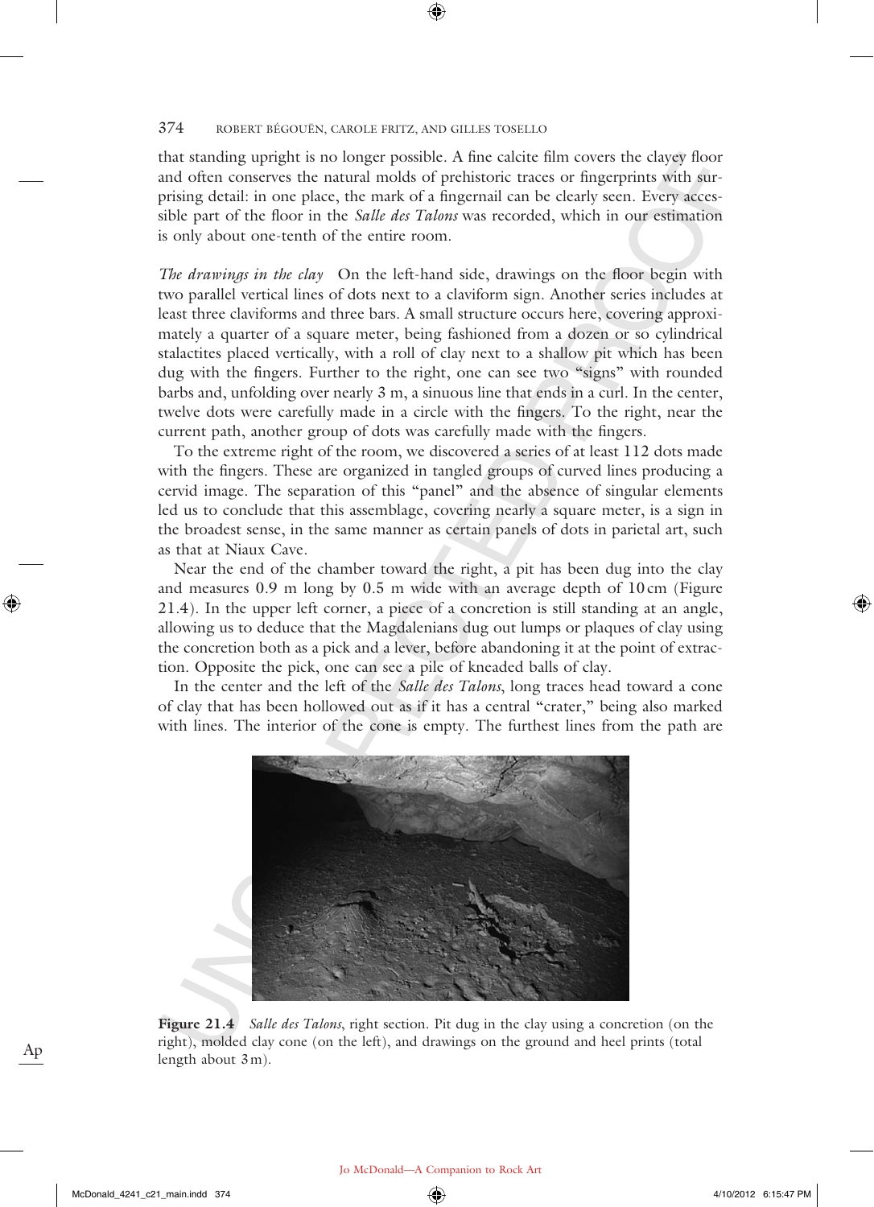that standing upright is no longer possible. A fine calcite film covers the clayey floor and often conserves the natural molds of prehistoric traces or fingerprints with surprising detail: in one place, the mark of a fingernail can be clearly seen. Every accessible part of the floor in the *Salle des Talons* was recorded, which in our estimation is only about one-tenth of the entire room.

*The drawings in the clay* On the left-hand side, drawings on the floor begin with two parallel vertical lines of dots next to a claviform sign. Another series includes at least three claviforms and three bars. A small structure occurs here, covering approximately a quarter of a square meter, being fashioned from a dozen or so cylindrical stalactites placed vertically, with a roll of clay next to a shallow pit which has been dug with the fingers. Further to the right, one can see two "signs" with rounded barbs and, unfolding over nearly 3 m, a sinuous line that ends in a curl. In the center, twelve dots were carefully made in a circle with the fingers. To the right, near the current path, another group of dots was carefully made with the fingers.

To the extreme right of the room, we discovered a series of at least 112 dots made with the fingers. These are organized in tangled groups of curved lines producing a cervid image. The separation of this "panel" and the absence of singular elements led us to conclude that this assemblage, covering nearly a square meter, is a sign in the broadest sense, in the same manner as certain panels of dots in parietal art, such as that at Niaux Cave.

Near the end of the chamber toward the right, a pit has been dug into the clay and measures 0.9 m long by 0.5 m wide with an average depth of 10 cm (Figure 21.4). In the upper left corner, a piece of a concretion is still standing at an angle, allowing us to deduce that the Magdalenians dug out lumps or plaques of clay using the concretion both as a pick and a lever, before abandoning it at the point of extraction. Opposite the pick, one can see a pile of kneaded balls of clay.

In the center and the left of the *Salle des Talons*, long traces head toward a cone of clay that has been hollowed out as if it has a central "crater," being also marked with lines. The interior of the cone is empty. The furthest lines from the path are

**Figure 21.4** *Salle des Talons*, right section. Pit dug in the clay using a concretion (on the right), molded clay cone (on the left), and drawings on the ground and heel prints (total length about 3 m).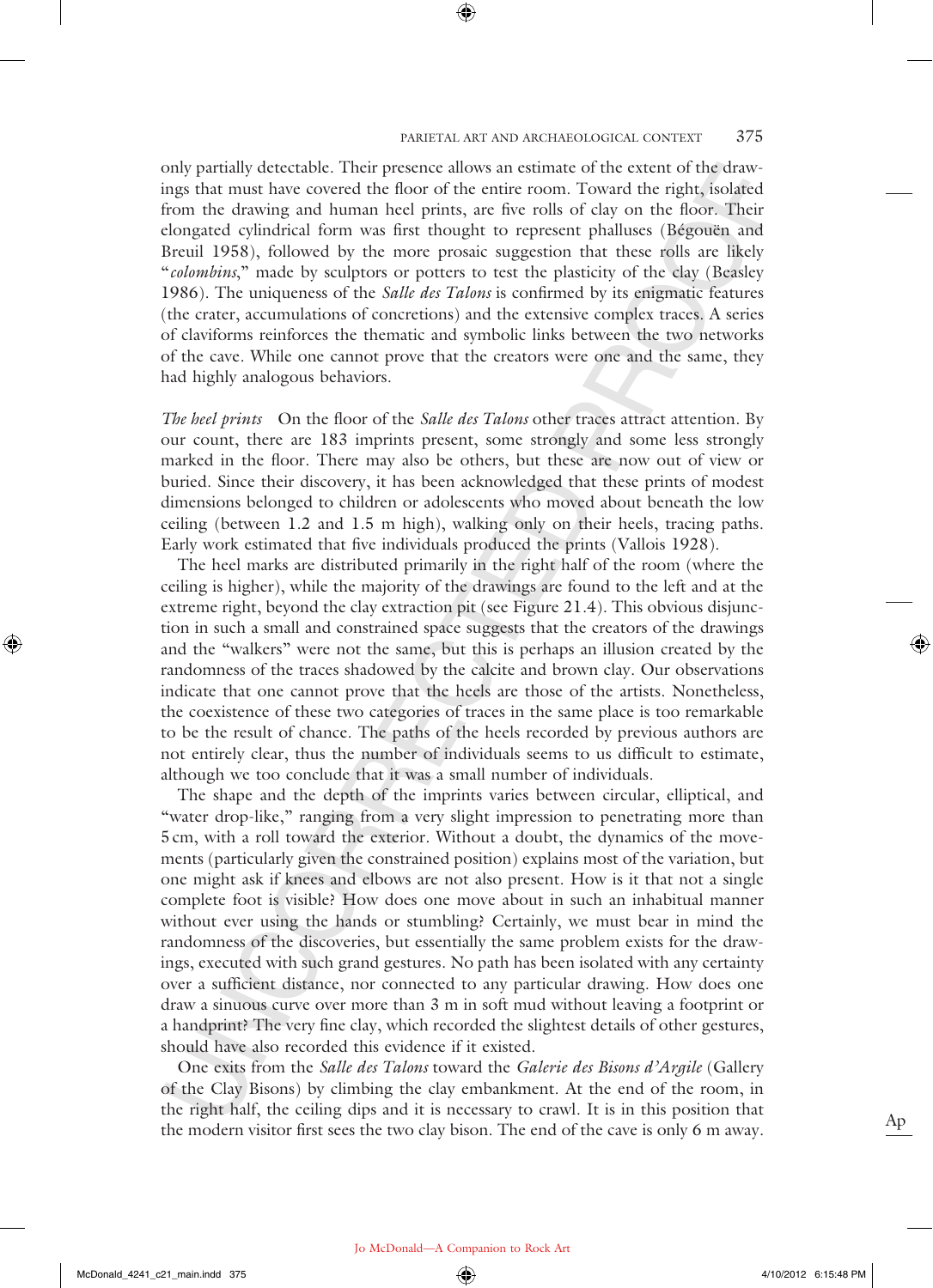only partially detectable. Their presence allows an estimate of the extent of the drawings that must have covered the floor of the entire room. Toward the right, isolated from the drawing and human heel prints, are five rolls of clay on the floor. Their elongated cylindrical form was first thought to represent phalluses (Bégouën and Breuil 1958), followed by the more prosaic suggestion that these rolls are likely "*colombins*," made by sculptors or potters to test the plasticity of the clay (Beasley 1986). The uniqueness of the *Salle des Talons* is confirmed by its enigmatic features (the crater, accumulations of concretions) and the extensive complex traces. A series of claviforms reinforces the thematic and symbolic links between the two networks of the cave. While one cannot prove that the creators were one and the same, they had highly analogous behaviors.

*The heel prints* On the floor of the *Salle des Talons* other traces attract attention. By our count, there are 183 imprints present, some strongly and some less strongly marked in the floor. There may also be others, but these are now out of view or buried. Since their discovery, it has been acknowledged that these prints of modest dimensions belonged to children or adolescents who moved about beneath the low ceiling (between 1.2 and 1.5 m high), walking only on their heels, tracing paths. Early work estimated that five individuals produced the prints (Vallois 1928).

The heel marks are distributed primarily in the right half of the room (where the ceiling is higher), while the majority of the drawings are found to the left and at the extreme right, beyond the clay extraction pit (see Figure 21.4). This obvious disjunction in such a small and constrained space suggests that the creators of the drawings and the "walkers" were not the same, but this is perhaps an illusion created by the randomness of the traces shadowed by the calcite and brown clay. Our observations indicate that one cannot prove that the heels are those of the artists. Nonetheless, the coexistence of these two categories of traces in the same place is too remarkable to be the result of chance. The paths of the heels recorded by previous authors are not entirely clear, thus the number of individuals seems to us difficult to estimate, although we too conclude that it was a small number of individuals.

The shape and the depth of the imprints varies between circular, elliptical, and "water drop-like," ranging from a very slight impression to penetrating more than 5 cm, with a roll toward the exterior. Without a doubt, the dynamics of the movements (particularly given the constrained position) explains most of the variation, but one might ask if knees and elbows are not also present. How is it that not a single complete foot is visible? How does one move about in such an inhabitual manner without ever using the hands or stumbling? Certainly, we must bear in mind the randomness of the discoveries, but essentially the same problem exists for the drawings, executed with such grand gestures. No path has been isolated with any certainty over a sufficient distance, nor connected to any particular drawing. How does one draw a sinuous curve over more than 3 m in soft mud without leaving a footprint or a handprint? The very fine clay, which recorded the slightest details of other gestures, should have also recorded this evidence if it existed.

One exits from the *Salle des Talons* toward the *Galerie des Bisons d'Argile* (Gallery of the Clay Bisons) by climbing the clay embankment. At the end of the room, in the right half, the ceiling dips and it is necessary to crawl. It is in this position that the modern visitor first sees the two clay bison. The end of the cave is only 6 m away.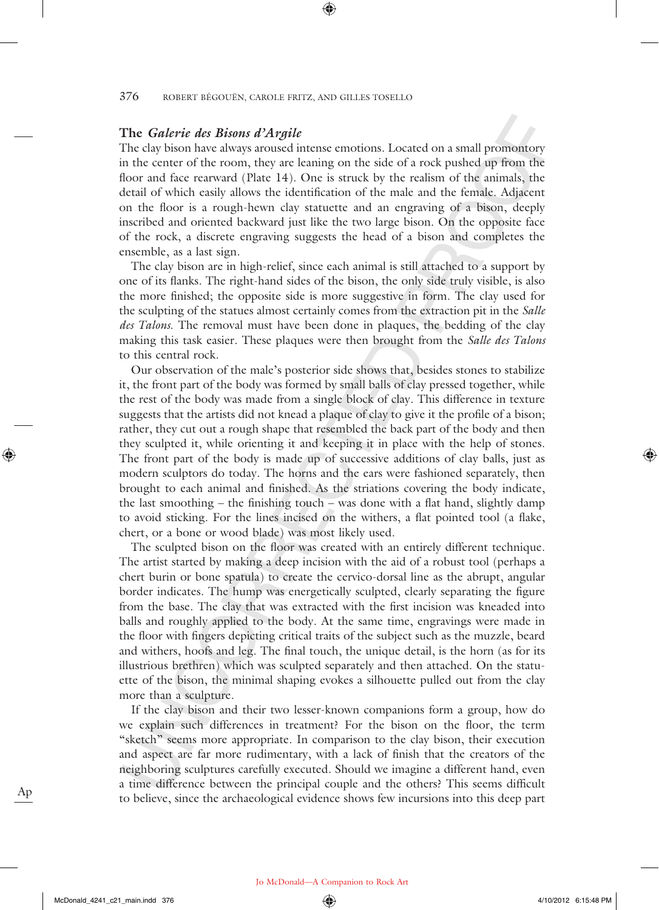## The *Galerie des Bisons d'Argile*

The clay bison have always aroused intense emotions. Located on a small promontory in the center of the room, they are leaning on the side of a rock pushed up from the floor and face rearward (Plate 14). One is struck by the realism of the animals, the detail of which easily allows the identification of the male and the female. Adjacent on the floor is a rough-hewn clay statuette and an engraving of a bison, deeply inscribed and oriented backward just like the two large bison. On the opposite face of the rock, a discrete engraving suggests the head of a bison and completes the ensemble, as a last sign.

The clay bison are in high-relief, since each animal is still attached to a support by one of its flanks. The right-hand sides of the bison, the only side truly visible, is also the more finished; the opposite side is more suggestive in form. The clay used for the sculpting of the statues almost certainly comes from the extraction pit in the *Salle des Talons*. The removal must have been done in plaques, the bedding of the clay making this task easier. These plaques were then brought from the *Salle des Talons* to this central rock.

Our observation of the male's posterior side shows that, besides stones to stabilize it, the front part of the body was formed by small balls of clay pressed together, while the rest of the body was made from a single block of clay. This difference in texture suggests that the artists did not knead a plaque of clay to give it the profile of a bison; rather, they cut out a rough shape that resembled the back part of the body and then they sculpted it, while orienting it and keeping it in place with the help of stones. The front part of the body is made up of successive additions of clay balls, just as modern sculptors do today. The horns and the ears were fashioned separately, then brought to each animal and finished. As the striations covering the body indicate, the last smoothing – the finishing touch – was done with a flat hand, slightly damp to avoid sticking. For the lines incised on the withers, a flat pointed tool (a flake, chert, or a bone or wood blade) was most likely used.

The sculpted bison on the floor was created with an entirely different technique. The artist started by making a deep incision with the aid of a robust tool (perhaps a chert burin or bone spatula) to create the cervico-dorsal line as the abrupt, angular border indicates. The hump was energetically sculpted, clearly separating the figure from the base. The clay that was extracted with the first incision was kneaded into balls and roughly applied to the body. At the same time, engravings were made in the floor with fingers depicting critical traits of the subject such as the muzzle, beard and withers, hoofs and leg. The final touch, the unique detail, is the horn (as for its illustrious brethren) which was sculpted separately and then attached. On the statuette of the bison, the minimal shaping evokes a silhouette pulled out from the clay more than a sculpture.

If the clay bison and their two lesser-known companions form a group, how do we explain such differences in treatment? For the bison on the floor, the term "sketch" seems more appropriate. In comparison to the clay bison, their execution and aspect are far more rudimentary, with a lack of finish that the creators of the neighboring sculptures carefully executed. Should we imagine a different hand, even a time difference between the principal couple and the others? This seems difficult to believe, since the archaeological evidence shows few incursions into this deep part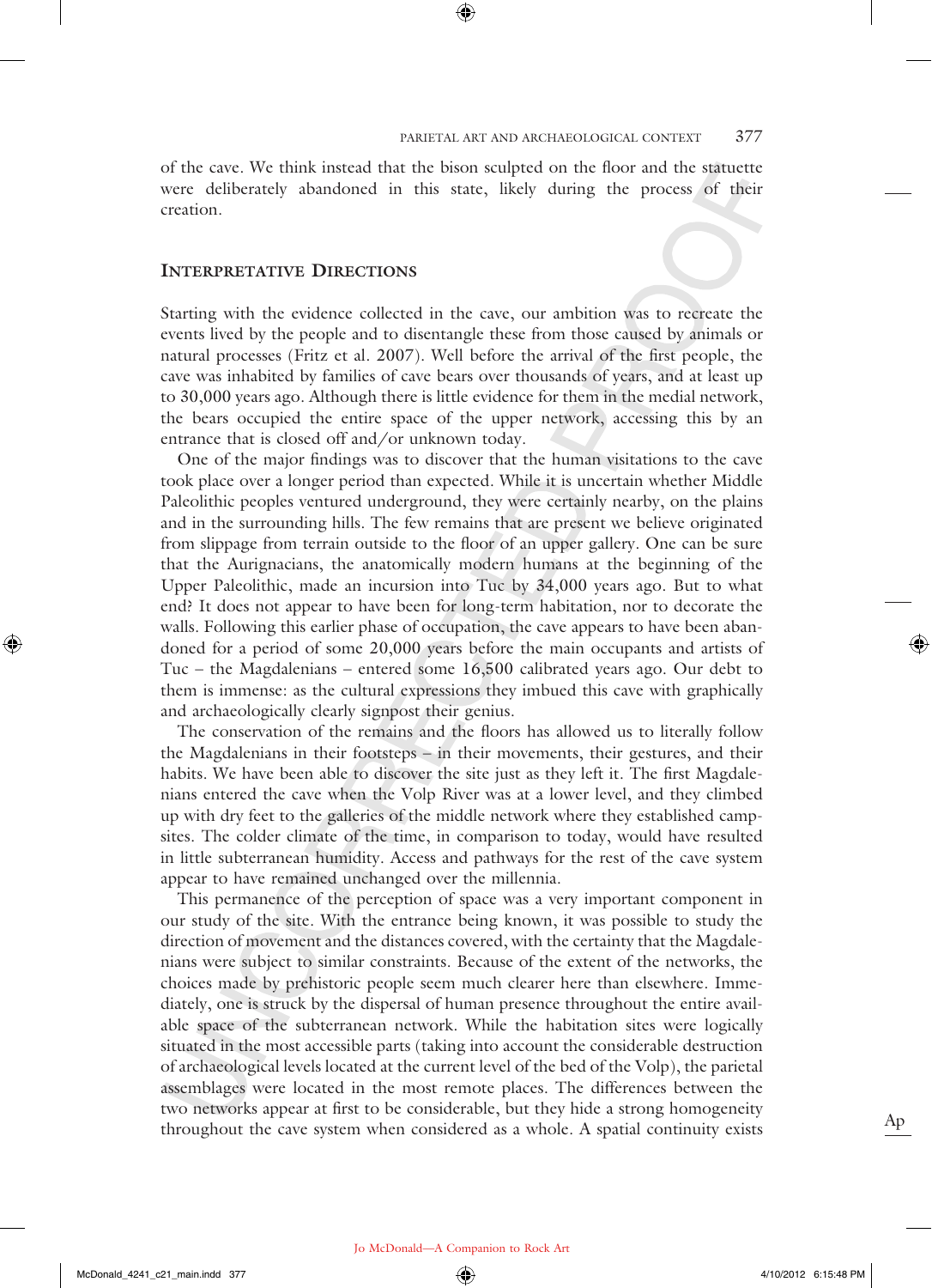of the cave. We think instead that the bison sculpted on the floor and the statuette were deliberately abandoned in this state, likely during the process of their creation.

## Interpretative Directions

Starting with the evidence collected in the cave, our ambition was to recreate the events lived by the people and to disentangle these from those caused by animals or natural processes (Fritz et al. 2007). Well before the arrival of the first people, the cave was inhabited by families of cave bears over thousands of years, and at least up to 30,000 years ago. Although there is little evidence for them in the medial network, the bears occupied the entire space of the upper network, accessing this by an entrance that is closed off and/or unknown today.

One of the major findings was to discover that the human visitations to the cave took place over a longer period than expected. While it is uncertain whether Middle Paleolithic peoples ventured underground, they were certainly nearby, on the plains and in the surrounding hills. The few remains that are present we believe originated from slippage from terrain outside to the floor of an upper gallery. One can be sure that the Aurignacians, the anatomically modern humans at the beginning of the Upper Paleolithic, made an incursion into Tuc by 34,000 years ago. But to what end? It does not appear to have been for long-term habitation, nor to decorate the walls. Following this earlier phase of occupation, the cave appears to have been abandoned for a period of some 20,000 years before the main occupants and artists of Tuc – the Magdalenians – entered some 16,500 calibrated years ago. Our debt to them is immense: as the cultural expressions they imbued this cave with graphically and archaeologically clearly signpost their genius.

The conservation of the remains and the floors has allowed us to literally follow the Magdalenians in their footsteps – in their movements, their gestures, and their habits. We have been able to discover the site just as they left it. The first Magdalenians entered the cave when the Volp River was at a lower level, and they climbed up with dry feet to the galleries of the middle network where they established campsites. The colder climate of the time, in comparison to today, would have resulted in little subterranean humidity. Access and pathways for the rest of the cave system appear to have remained unchanged over the millennia.

This permanence of the perception of space was a very important component in our study of the site. With the entrance being known, it was possible to study the direction of movement and the distances covered, with the certainty that the Magdalenians were subject to similar constraints. Because of the extent of the networks, the choices made by prehistoric people seem much clearer here than elsewhere. Immediately, one is struck by the dispersal of human presence throughout the entire available space of the subterranean network. While the habitation sites were logically situated in the most accessible parts (taking into account the considerable destruction of archaeological levels located at the current level of the bed of the Volp), the parietal assemblages were located in the most remote places. The differences between the two networks appear at first to be considerable, but they hide a strong homogeneity throughout the cave system when considered as a whole. A spatial continuity exists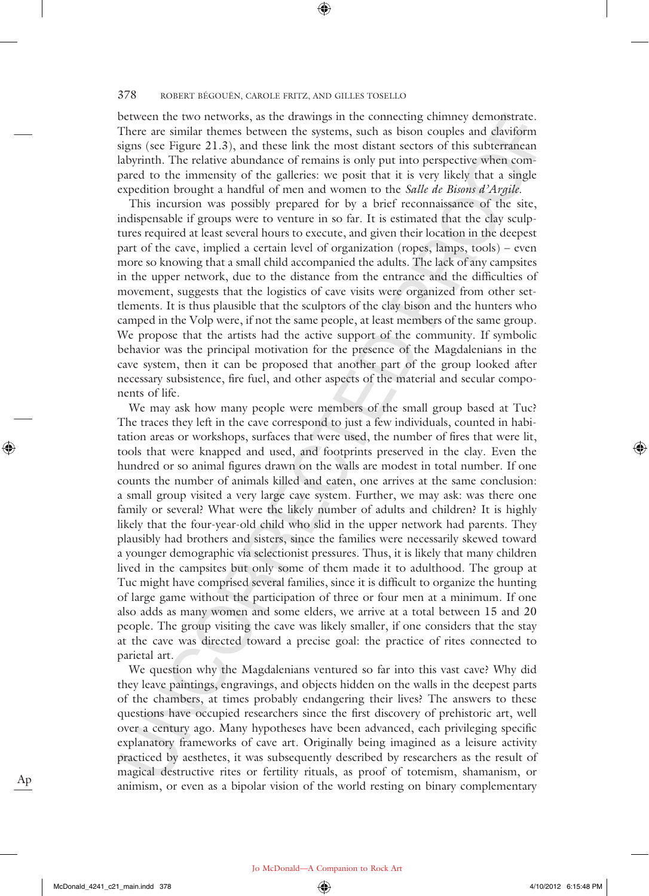between the two networks, as the drawings in the connecting chimney demonstrate. There are similar themes between the systems, such as bison couples and claviform signs (see Figure 21.3), and these link the most distant sectors of this subterranean labyrinth. The relative abundance of remains is only put into perspective when compared to the immensity of the galleries: we posit that it is very likely that a single expedition brought a handful of men and women to the *Salle de Bisons d'Argile.*

This incursion was possibly prepared for by a brief reconnaissance of the site, indispensable if groups were to venture in so far. It is estimated that the clay sculptures required at least several hours to execute, and given their location in the deepest part of the cave, implied a certain level of organization (ropes, lamps, tools) – even more so knowing that a small child accompanied the adults. The lack of any campsites in the upper network, due to the distance from the entrance and the difficulties of movement, suggests that the logistics of cave visits were organized from other settlements. It is thus plausible that the sculptors of the clay bison and the hunters who camped in the Volp were, if not the same people, at least members of the same group. We propose that the artists had the active support of the community. If symbolic behavior was the principal motivation for the presence of the Magdalenians in the cave system, then it can be proposed that another part of the group looked after necessary subsistence, fire fuel, and other aspects of the material and secular components of life.

We may ask how many people were members of the small group based at Tuc? The traces they left in the cave correspond to just a few individuals, counted in habitation areas or workshops, surfaces that were used, the number of fires that were lit, tools that were knapped and used, and footprints preserved in the clay. Even the hundred or so animal figures drawn on the walls are modest in total number. If one counts the number of animals killed and eaten, one arrives at the same conclusion: a small group visited a very large cave system. Further, we may ask: was there one family or several? What were the likely number of adults and children? It is highly likely that the four-year-old child who slid in the upper network had parents. They plausibly had brothers and sisters, since the families were necessarily skewed toward a younger demographic via selectionist pressures. Thus, it is likely that many children lived in the campsites but only some of them made it to adulthood. The group at Tuc might have comprised several families, since it is difficult to organize the hunting of large game without the participation of three or four men at a minimum. If one also adds as many women and some elders, we arrive at a total between 15 and 20 people. The group visiting the cave was likely smaller, if one considers that the stay at the cave was directed toward a precise goal: the practice of rites connected to parietal art.

We question why the Magdalenians ventured so far into this vast cave? Why did they leave paintings, engravings, and objects hidden on the walls in the deepest parts of the chambers, at times probably endangering their lives? The answers to these questions have occupied researchers since the first discovery of prehistoric art, well over a century ago. Many hypotheses have been advanced, each privileging specific explanatory frameworks of cave art. Originally being imagined as a leisure activity practiced by aesthetes, it was subsequently described by researchers as the result of magical destructive rites or fertility rituals, as proof of totemism, shamanism, or animism, or even as a bipolar vision of the world resting on binary complementary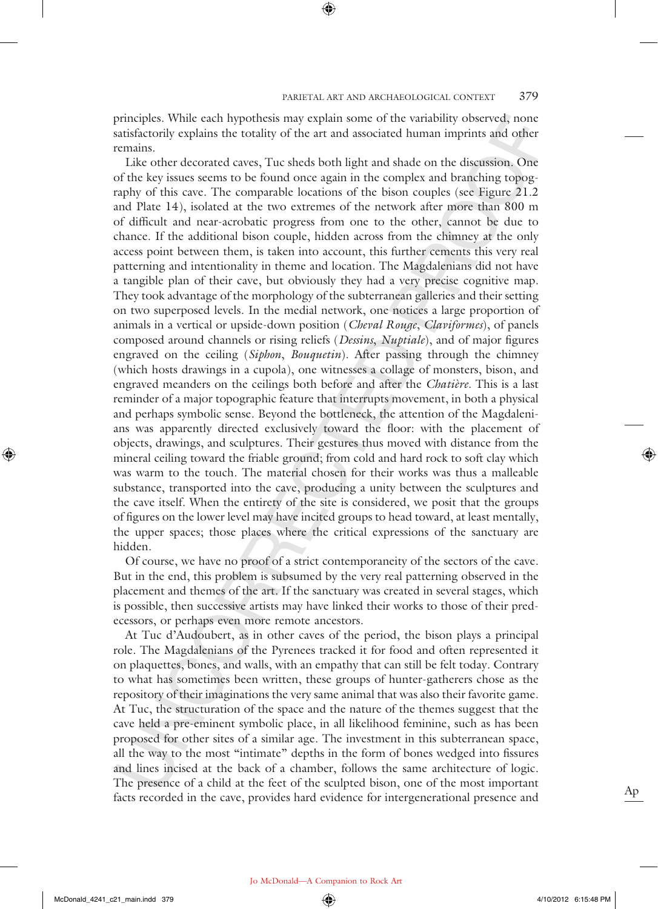principles. While each hypothesis may explain some of the variability observed, none satisfactorily explains the totality of the art and associated human imprints and other remains.

Like other decorated caves, Tuc sheds both light and shade on the discussion. One of the key issues seems to be found once again in the complex and branching topography of this cave. The comparable locations of the bison couples (see Figure 21.2 and Plate 14), isolated at the two extremes of the network after more than 800 m of difficult and near-acrobatic progress from one to the other, cannot be due to chance. If the additional bison couple, hidden across from the chimney at the only access point between them, is taken into account, this further cements this very real patterning and intentionality in theme and location. The Magdalenians did not have a tangible plan of their cave, but obviously they had a very precise cognitive map. They took advantage of the morphology of the subterranean galleries and their setting on two superposed levels. In the medial network, one notices a large proportion of animals in a vertical or upside-down position (*Cheval Rouge*, *Claviformes*), of panels composed around channels or rising reliefs (*Dessins*, *Nuptiale*), and of major figures engraved on the ceiling (*Siphon*, *Bouquetin*). After passing through the chimney (which hosts drawings in a cupola), one witnesses a collage of monsters, bison, and engraved meanders on the ceilings both before and after the *Chatière*. This is a last reminder of a major topographic feature that interrupts movement, in both a physical and perhaps symbolic sense. Beyond the bottleneck, the attention of the Magdalenians was apparently directed exclusively toward the floor: with the placement of objects, drawings, and sculptures. Their gestures thus moved with distance from the mineral ceiling toward the friable ground; from cold and hard rock to soft clay which was warm to the touch. The material chosen for their works was thus a malleable substance, transported into the cave, producing a unity between the sculptures and the cave itself. When the entirety of the site is considered, we posit that the groups of figures on the lower level may have incited groups to head toward, at least mentally, the upper spaces; those places where the critical expressions of the sanctuary are hidden.

Of course, we have no proof of a strict contemporaneity of the sectors of the cave. But in the end, this problem is subsumed by the very real patterning observed in the placement and themes of the art. If the sanctuary was created in several stages, which is possible, then successive artists may have linked their works to those of their predecessors, or perhaps even more remote ancestors.

At Tuc d'Audoubert, as in other caves of the period, the bison plays a principal role. The Magdalenians of the Pyrenees tracked it for food and often represented it on plaquettes, bones, and walls, with an empathy that can still be felt today. Contrary to what has sometimes been written, these groups of hunter-gatherers chose as the repository of their imaginations the very same animal that was also their favorite game. At Tuc, the structuration of the space and the nature of the themes suggest that the cave held a pre-eminent symbolic place, in all likelihood feminine, such as has been proposed for other sites of a similar age. The investment in this subterranean space, all the way to the most "intimate" depths in the form of bones wedged into fissures and lines incised at the back of a chamber, follows the same architecture of logic. The presence of a child at the feet of the sculpted bison, one of the most important facts recorded in the cave, provides hard evidence for intergenerational presence and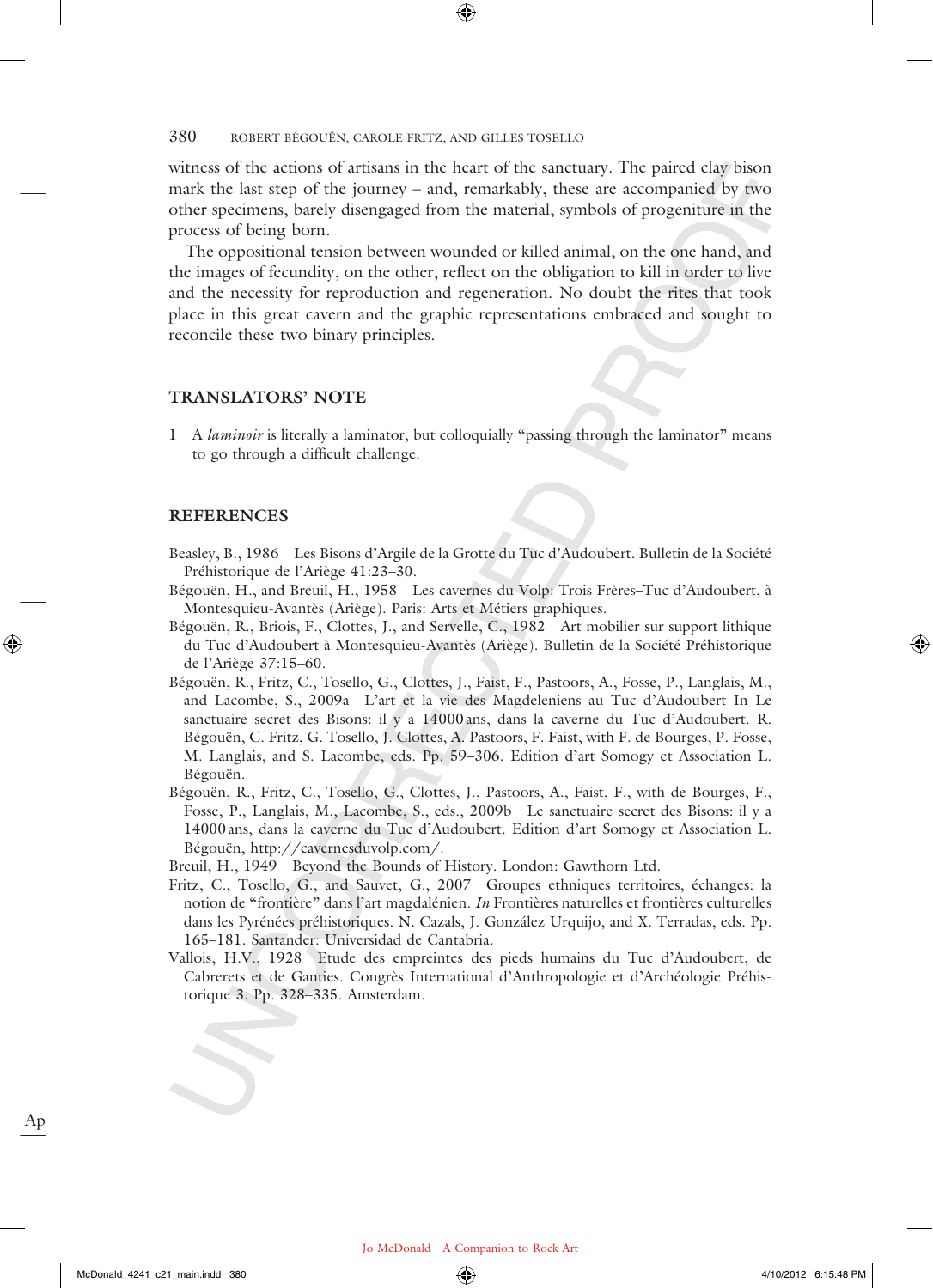witness of the actions of artisans in the heart of the sanctuary. The paired clay bison mark the last step of the journey – and, remarkably, these are accompanied by two other specimens, barely disengaged from the material, symbols of progeniture in the process of being born.

The oppositional tension between wounded or killed animal, on the one hand, and the images of fecundity, on the other, reflect on the obligation to kill in order to live and the necessity for reproduction and regeneration. No doubt the rites that took place in this great cavern and the graphic representations embraced and sought to reconcile these two binary principles.

## TRANSLATORS' NOTE

1 A *laminoir* is literally a laminator, but colloquially "passing through the laminator" means to go through a difficult challenge.

## REFERENCES

Beasley, B., 1986 Les Bisons d'Argile de la Grotte du Tuc d'Audoubert. Bulletin de la Société Préhistorique de l'Ariège 41:23–30.

Bégouën, H., and Breuil, H., 1958 Les cavernes du Volp: Trois Frères–Tuc d'Audoubert, à Montesquieu-Avantès (Ariège). Paris: Arts et Métiers graphiques.

Bégouën, R., Briois, F., Clottes, J., and Servelle, C., 1982 Art mobilier sur support lithique du Tuc d'Audoubert à Montesquieu-Avantès (Ariège). Bulletin de la Société Préhistorique de l'Ariège 37:15–60.

Bégouën, R., Fritz, C., Tosello, G., Clottes, J., Faist, F., Pastoors, A., Fosse, P., Langlais, M., and Lacombe, S., 2009a L'art et la vie des Magdeleniens au Tuc d'Audoubert In Le sanctuaire secret des Bisons: il y a 14000 ans, dans la caverne du Tuc d'Audoubert. R. Bégouën, C. Fritz, G. Tosello, J. Clottes, A. Pastoors, F. Faist, with F. de Bourges, P. Fosse, M. Langlais, and S. Lacombe, eds. Pp. 59–306. Edition d'art Somogy et Association L. Bégouën.

Bégouën, R., Fritz, C., Tosello, G., Clottes, J., Pastoors, A., Faist, F., with de Bourges, F., Fosse, P., Langlais, M., Lacombe, S., eds., 2009b Le sanctuaire secret des Bisons: il y a 14000 ans, dans la caverne du Tuc d'Audoubert. Edition d'art Somogy et Association L. Bégouën, http://cavernesduvolp.com/.

Breuil, H., 1949 Beyond the Bounds of History. London: Gawthorn Ltd.

Fritz, C., Tosello, G., and Sauvet, G., 2007 Groupes ethniques territoires, échanges: la notion de "frontière" dans l'art magdalénien. *In* Frontières naturelles et frontières culturelles dans les Pyrénées préhistoriques. N. Cazals, J. González Urquijo, and X. Terradas, eds. Pp. 165–181. Santander: Universidad de Cantabria.

Vallois, H.V., 1928 Etude des empreintes des pieds humains du Tuc d'Audoubert, de Cabrerets et de Ganties. Congrès International d'Anthropologie et d'Archéologie Préhistorique 3. Pp. 328–335. Amsterdam.